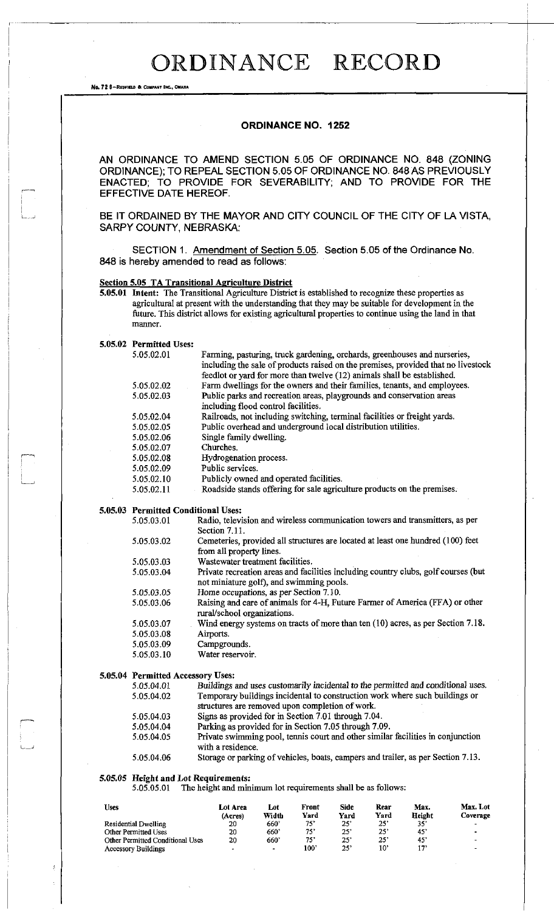# ORDINANCE RECORD

No. 72 8—Redfield & Company Inc., Omaha

## ORDINANCE NO. 1252

AN ORDINANCE TO AMEND SECTION 5.05 OF ORDINANCE NO. 848 (ZONING ORDINANCE); TO REPEAL SECTION 5.05 OF ORDINANCE NO. 848 AS PREVIOUSLY ENACTED; TO PROVIDE FOR SEVERABILITY; AND TO PROVIDE FOR THE EFFECTIVE DATE HEREOF.

BE IT ORDAINED BY THE MAYOR AND CITY COUNCIL OF THE CITY OF LA VISTA, SARPY COUNTY, NEBRASKA:

SECTION 1. Amendment of Section 5.05. Section 5.05 of the Ordinance No. 848 is hereby amended to read as follows:

**Section 5.05 TA Transitional Agriculture District**

**5.05.01 Intent:** The Transitional Agriculture District is established to recognize these properties as agricultural at present with the understanding that they may be suitable for development in the future. This district allows for existing agricultural properties to continue using the land in that manner.

**5.05.02 Permitted Uses:**

- 5.05.02.01 Farming, pasturing, truck gardening, orchards, greenhouses and nurseries, including the sale of products raised on the premises, provided that no livestock feedlot or yard for more than twelve (12) animals shall be established.
- 5.05.02.02 Farm dwellings for the owners and their families, tenants, and employees.
- 5.05.02.03 Public parks and recreation areas, playgrounds and conservation areas including flood control facilities.
- 5.05.02.04 Railroads, not including switching, terminal facilities or freight yards.
- 5.05.02.05 Public overhead and underground local distribution utilities.
- 5.05.02.06 Single family dwelling.
- 5.05.02.07 Churches.
- 5.05.02.08 Hydrogenation process.
- 5.05.02.09 Public services.
- 5.05.02.10 Publicly owned and operated facilities.
- 5.05.02.11 Roadside stands offering for sale agriculture products on the premises.

**5.05.03 Permitted Conditional Uses:**

- 5.05.03.01 Radio, television and wireless communication towers and transmitters, as per Section 7.11.
- 5.05.03.02 Cemeteries, provided all structures are located at least one hundred (100) feet from all property lines.
- 5.05.03.03 Wastewater treatment facilities.
- 5.05.03.04 Private recreation areas and facilities including country clubs, golf courses (but not miniature golf), and swimming pools.
- 5.05.03.05 Home occupations, as per Section 7.10.
- 5.05.03.06 Raising and care of animals for 4-H, Future Farmer of America (FFA) or other rural/school organizations.
- 5.05.03.07 Wind energy systems on tracts of more than ten (10) acres, as per Section 7.18.
- 5.05.03.08 Airports.
- 5.05.03.09 Campgrounds.
- 5.05.03.10 Water reservoir.

**5.05.04 Permitted Accessory Uses:**

- 5.05.04.01 Buildings and uses customarily incidental to the permitted and conditional uses.
- 5.05.04.02 Temporary buildings incidental to construction work where such buildings or structures are removed upon completion of work.
- 5.05.04.03 Signs as provided for in Section 7.01 through 7.04.
- 5.05.04.04 Parking as provided for in Section 7.05 through 7.09.
- 5.05.04.05 Private swimming pool, tennis court and other similar facilities in conjunction with a residence.
- 5.05.04.06 Storage or parking of vehicles, boats, campers and trailer, as per Section 7.13.

**5.05.05 Height and Lot Requirements:**

5.05.05.01 The height and minimum lot requirements shall be as follows:

| Uses | Lot Area (Acres) | Lot Width | Front Yard | Side Yard | Rear Yard | Max. Height | Max. Lot Coverage |
|---|---|---|---|---|---|---|---|
| Residential Dwelling | 20 | 660' | 75' | 25' | 25' | 35' | - |
| Other Permitted Uses | 20 | 660' | 75' | 25' | 25' | 45' | - |
| Other Permitted Conditional Uses | 20 | 660' | 75' | 25' | 25' | 45' | - |
| Accessory Buildings | - | - | 100' | 25' | 10' | 17' | - |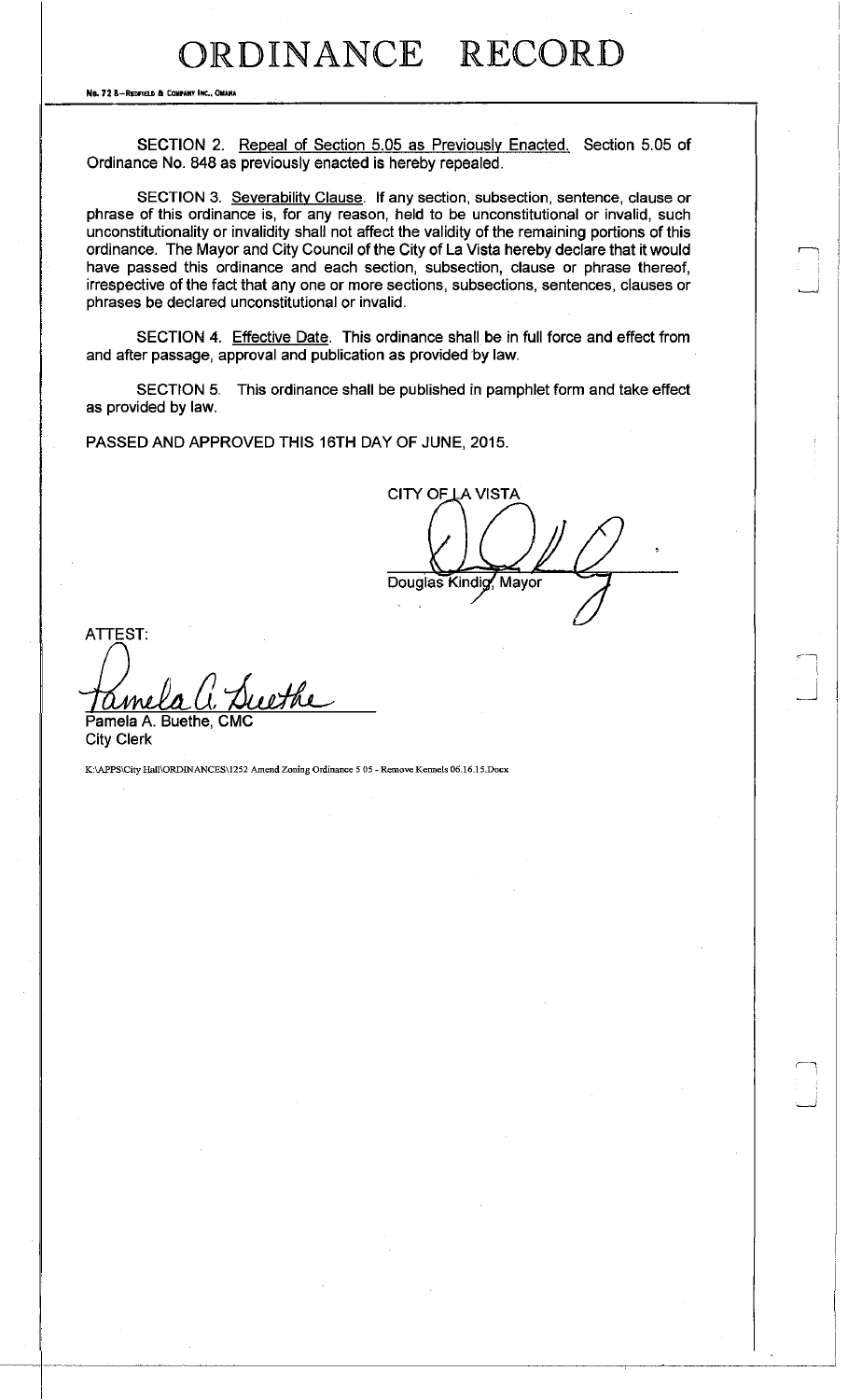SECTION 2. Repeal of Section 5.05 as Previously Enacted. Section 5.05 of Ordinance No. 848 as previously enacted is hereby repealed.

SECTION 3. Severability Clause. If any section, subsection, sentence, clause or phrase of this ordinance is, for any reason, held to be unconstitutional or invalid, such unconstitutionality or invalidity shall not affect the validity of the remaining portions of this ordinance. The Mayor and City Council of the City of La Vista hereby declare that it would have passed this ordinance and each section, subsection, clause or phrase thereof, irrespective of the fact that any one or more sections, subsections, sentences, clauses or phrases be declared unconstitutional or invalid.

SECTION 4. Effective Date. This ordinance shall be in full force and effect from and after passage, approval and publication as provided by law.

SECTION 5. This ordinance shall be published in pamphlet form and take effect as provided by law.

PASSED AND APPROVED THIS 16TH DAY OF JUNE, 2015.

CITY OF LA VISTA

Douglas Kindig, Mayor

ATTEST:

Pamela A. Buethe, CMC
City Clerk

K:\APPS\City Hall\ORDINANCES\1252 Amend Zoning Ordinance 5 05 - Remove Kennels 06.16.15.Docx